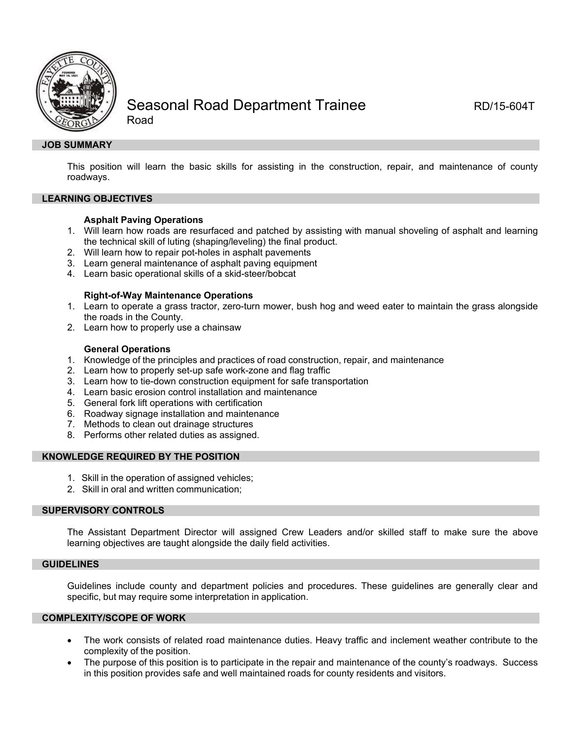# Seasonal Road Department Trainee RD/15-604T

Road

## JOB SUMMARY

This position will learn the basic skills for assisting in the construction, repair, and maintenance of county roadways.

## LEARNING OBJECTIVES

**Asphalt Paving Operations**

1. Will learn how roads are resurfaced and patched by assisting with manual shoveling of asphalt and learning the technical skill of luting (shaping/leveling) the final product.
2. Will learn how to repair pot-holes in asphalt pavements
3. Learn general maintenance of asphalt paving equipment
4. Learn basic operational skills of a skid-steer/bobcat

**Right-of-Way Maintenance Operations**

1. Learn to operate a grass tractor, zero-turn mower, bush hog and weed eater to maintain the grass alongside the roads in the County.
2. Learn how to properly use a chainsaw

**General Operations**

1. Knowledge of the principles and practices of road construction, repair, and maintenance
2. Learn how to properly set-up safe work-zone and flag traffic
3. Learn how to tie-down construction equipment for safe transportation
4. Learn basic erosion control installation and maintenance
5. General fork lift operations with certification
6. Roadway signage installation and maintenance
7. Methods to clean out drainage structures
8. Performs other related duties as assigned.

## KNOWLEDGE REQUIRED BY THE POSITION

1. Skill in the operation of assigned vehicles;
2. Skill in oral and written communication;

## SUPERVISORY CONTROLS

The Assistant Department Director will assigned Crew Leaders and/or skilled staff to make sure the above learning objectives are taught alongside the daily field activities.

## GUIDELINES

Guidelines include county and department policies and procedures. These guidelines are generally clear and specific, but may require some interpretation in application.

## COMPLEXITY/SCOPE OF WORK

- The work consists of related road maintenance duties. Heavy traffic and inclement weather contribute to the complexity of the position.
- The purpose of this position is to participate in the repair and maintenance of the county's roadways. Success in this position provides safe and well maintained roads for county residents and visitors.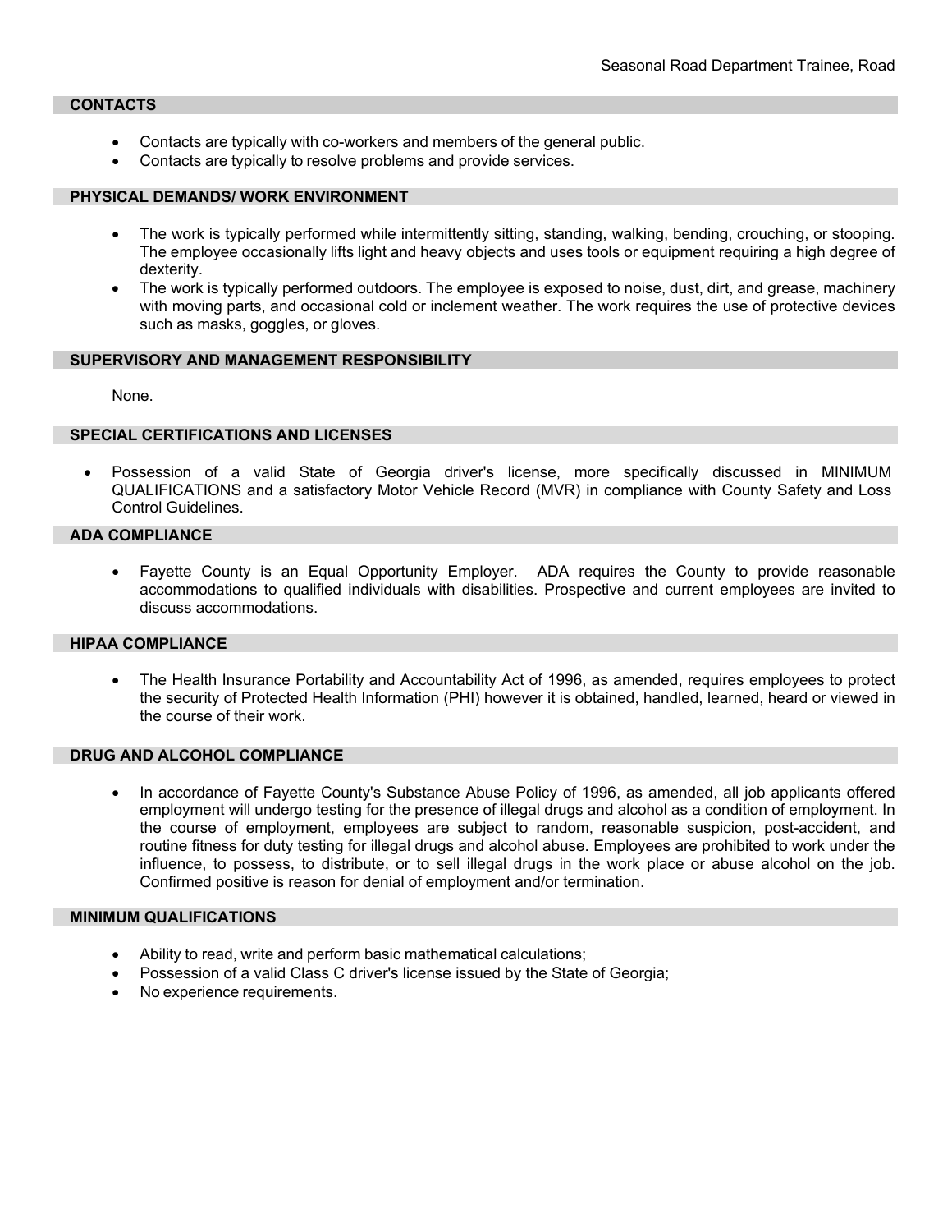## CONTACTS

- Contacts are typically with co-workers and members of the general public.
- Contacts are typically to resolve problems and provide services.

## PHYSICAL DEMANDS/ WORK ENVIRONMENT

- The work is typically performed while intermittently sitting, standing, walking, bending, crouching, or stooping. The employee occasionally lifts light and heavy objects and uses tools or equipment requiring a high degree of dexterity.
- The work is typically performed outdoors. The employee is exposed to noise, dust, dirt, and grease, machinery with moving parts, and occasional cold or inclement weather. The work requires the use of protective devices such as masks, goggles, or gloves.

## SUPERVISORY AND MANAGEMENT RESPONSIBILITY

None.

## SPECIAL CERTIFICATIONS AND LICENSES

- Possession of a valid State of Georgia driver's license, more specifically discussed in MINIMUM QUALIFICATIONS and a satisfactory Motor Vehicle Record (MVR) in compliance with County Safety and Loss Control Guidelines.

## ADA COMPLIANCE

- Fayette County is an Equal Opportunity Employer. ADA requires the County to provide reasonable accommodations to qualified individuals with disabilities. Prospective and current employees are invited to discuss accommodations.

## HIPAA COMPLIANCE

- The Health Insurance Portability and Accountability Act of 1996, as amended, requires employees to protect the security of Protected Health Information (PHI) however it is obtained, handled, learned, heard or viewed in the course of their work.

## DRUG AND ALCOHOL COMPLIANCE

- In accordance of Fayette County's Substance Abuse Policy of 1996, as amended, all job applicants offered employment will undergo testing for the presence of illegal drugs and alcohol as a condition of employment. In the course of employment, employees are subject to random, reasonable suspicion, post-accident, and routine fitness for duty testing for illegal drugs and alcohol abuse. Employees are prohibited to work under the influence, to possess, to distribute, or to sell illegal drugs in the work place or abuse alcohol on the job. Confirmed positive is reason for denial of employment and/or termination.

## MINIMUM QUALIFICATIONS

- Ability to read, write and perform basic mathematical calculations;
- Possession of a valid Class C driver's license issued by the State of Georgia;
- No experience requirements.